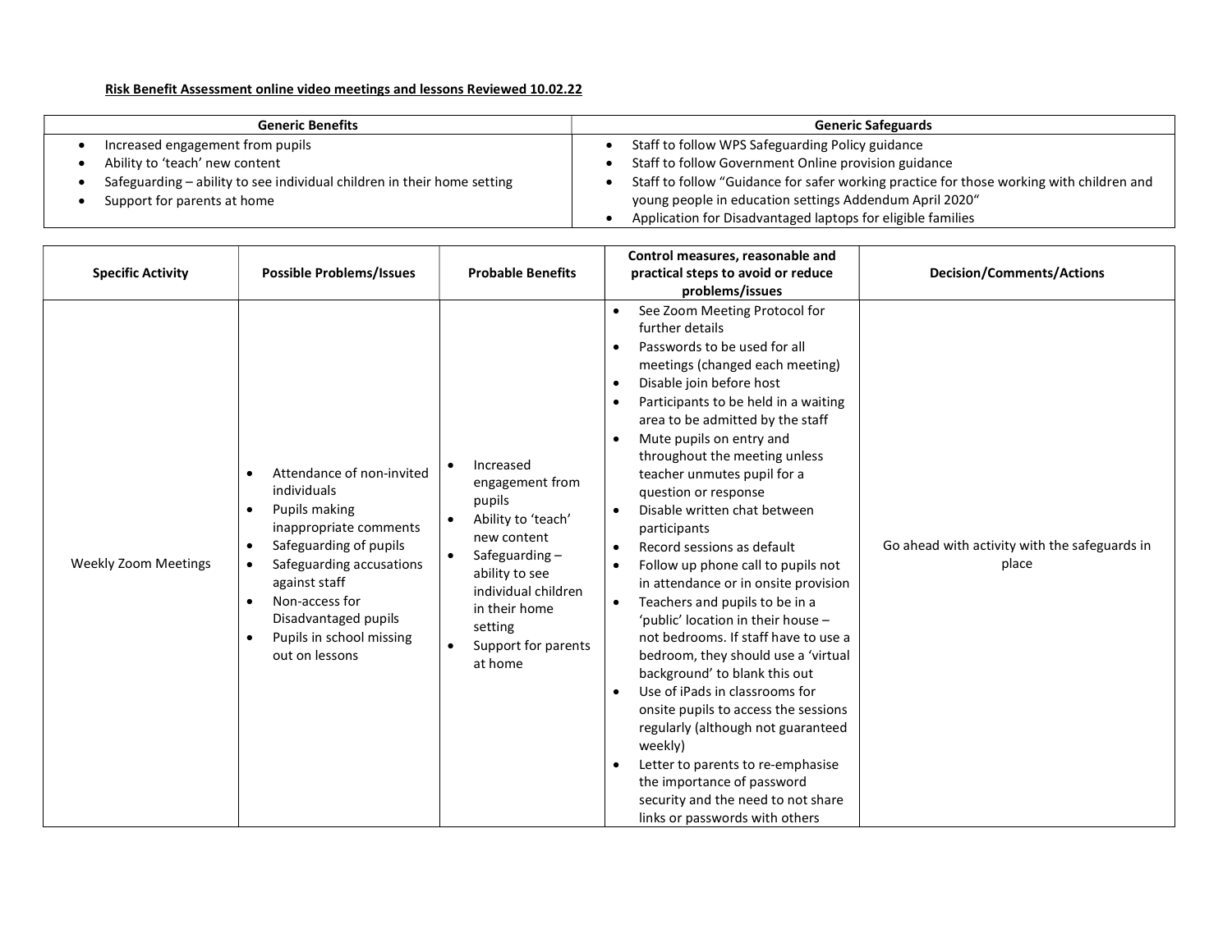**Risk Benefit Assessment online video meetings and lessons Reviewed 10.02.22**

| Generic Benefits | Generic Safeguards |
| --- | --- |
| • Increased engagement from pupils<br>• Ability to 'teach' new content<br>• Safeguarding – ability to see individual children in their home setting<br>• Support for parents at home | • Staff to follow WPS Safeguarding Policy guidance<br>• Staff to follow Government Online provision guidance<br>• Staff to follow "Guidance for safer working practice for those working with children and young people in education settings Addendum April 2020"<br>• Application for Disadvantaged laptops for eligible families |

| Specific Activity | Possible Problems/Issues | Probable Benefits | Control measures, reasonable and practical steps to avoid or reduce problems/issues | Decision/Comments/Actions |
| --- | --- | --- | --- | --- |
| Weekly Zoom Meetings | • Attendance of non-invited individuals<br>• Pupils making inappropriate comments<br>• Safeguarding of pupils<br>• Safeguarding accusations against staff<br>• Non-access for Disadvantaged pupils<br>• Pupils in school missing out on lessons | • Increased engagement from pupils<br>• Ability to 'teach' new content<br>• Safeguarding – ability to see individual children in their home setting<br>• Support for parents at home | • See Zoom Meeting Protocol for further details<br>• Passwords to be used for all meetings (changed each meeting)<br>• Disable join before host<br>• Participants to be held in a waiting area to be admitted by the staff<br>• Mute pupils on entry and throughout the meeting unless teacher unmutes pupil for a question or response<br>• Disable written chat between participants<br>• Record sessions as default<br>• Follow up phone call to pupils not in attendance or in onsite provision<br>• Teachers and pupils to be in a 'public' location in their house – not bedrooms. If staff have to use a bedroom, they should use a 'virtual background' to blank this out<br>• Use of iPads in classrooms for onsite pupils to access the sessions regularly (although not guaranteed weekly)<br>• Letter to parents to re-emphasise the importance of password security and the need to not share links or passwords with others | Go ahead with activity with the safeguards in place |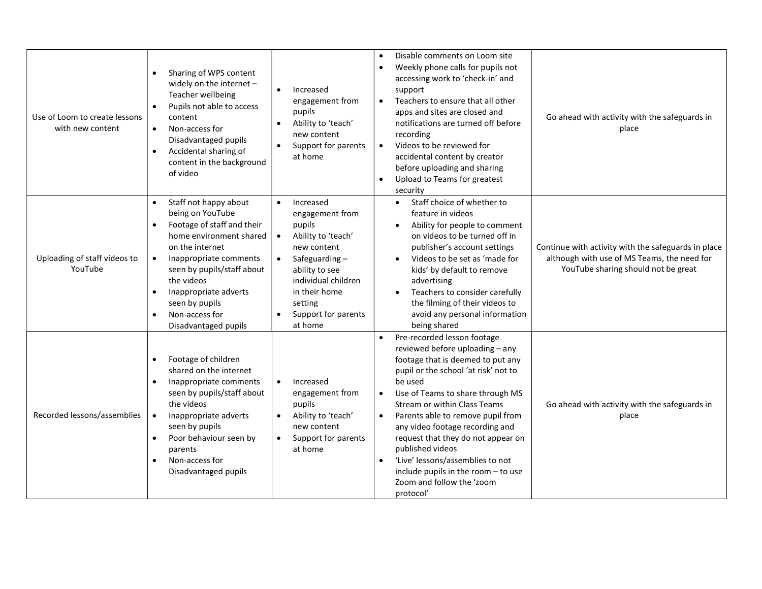| | | | | |
|---|---|---|---|---|
| Use of Loom to create lessons with new content | • Sharing of WPS content widely on the internet – Teacher wellbeing<br>• Pupils not able to access content<br>• Non-access for Disadvantaged pupils<br>• Accidental sharing of content in the background of video | • Increased engagement from pupils<br>• Ability to 'teach' new content<br>• Support for parents at home | • Disable comments on Loom site<br>• Weekly phone calls for pupils not accessing work to 'check-in' and support<br>• Teachers to ensure that all other apps and sites are closed and notifications are turned off before recording<br>• Videos to be reviewed for accidental content by creator before uploading and sharing<br>• Upload to Teams for greatest security | Go ahead with activity with the safeguards in place |
| Uploading of staff videos to YouTube | • Staff not happy about being on YouTube<br>• Footage of staff and their home environment shared on the internet<br>• Inappropriate comments seen by pupils/staff about the videos<br>• Inappropriate adverts seen by pupils<br>• Non-access for Disadvantaged pupils | • Increased engagement from pupils<br>• Ability to 'teach' new content<br>• Safeguarding – ability to see individual children in their home setting<br>• Support for parents at home | • Staff choice of whether to feature in videos<br>• Ability for people to comment on videos to be turned off in publisher's account settings<br>• Videos to be set as 'made for kids' by default to remove advertising<br>• Teachers to consider carefully the filming of their videos to avoid any personal information being shared | Continue with activity with the safeguards in place although with use of MS Teams, the need for YouTube sharing should not be great |
| Recorded lessons/assemblies | • Footage of children shared on the internet<br>• Inappropriate comments seen by pupils/staff about the videos<br>• Inappropriate adverts seen by pupils<br>• Poor behaviour seen by parents<br>• Non-access for Disadvantaged pupils | • Increased engagement from pupils<br>• Ability to 'teach' new content<br>• Support for parents at home | • Pre-recorded lesson footage reviewed before uploading – any footage that is deemed to put any pupil or the school 'at risk' not to be used<br>• Use of Teams to share through MS Stream or within Class Teams<br>• Parents able to remove pupil from any video footage recording and request that they do not appear on published videos<br>• 'Live' lessons/assemblies to not include pupils in the room – to use Zoom and follow the 'zoom protocol' | Go ahead with activity with the safeguards in place |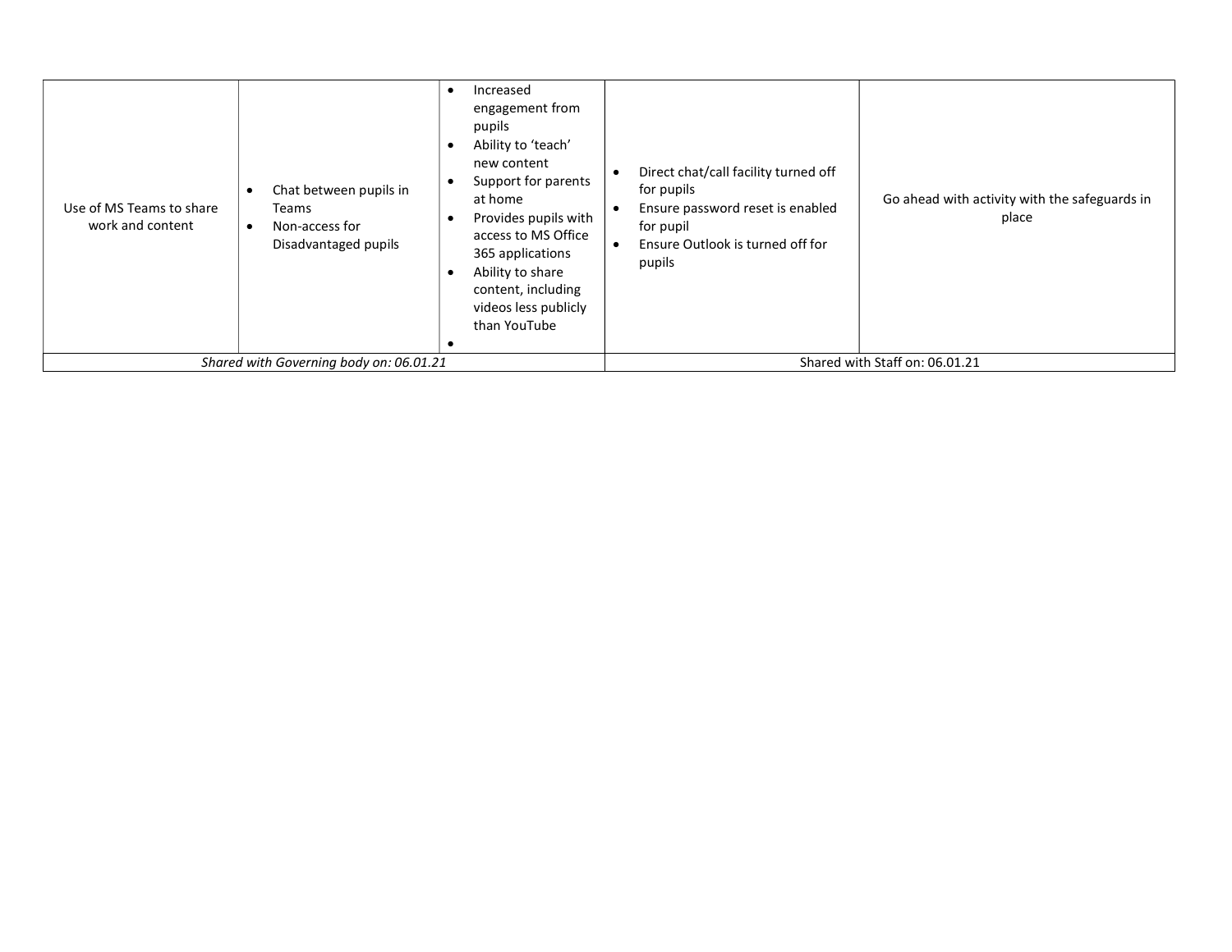| | | | | |
|---|---|---|---|---|
| Use of MS Teams to share work and content | • Chat between pupils in Teams<br>• Non-access for Disadvantaged pupils | • Increased engagement from pupils<br>• Ability to 'teach' new content<br>• Support for parents at home<br>• Provides pupils with access to MS Office 365 applications<br>• Ability to share content, including videos less publicly than YouTube<br>• | • Direct chat/call facility turned off for pupils<br>• Ensure password reset is enabled for pupil<br>• Ensure Outlook is turned off for pupils | Go ahead with activity with the safeguards in place |
| *Shared with Governing body on: 06.01.21* | | | Shared with Staff on: 06.01.21 | |